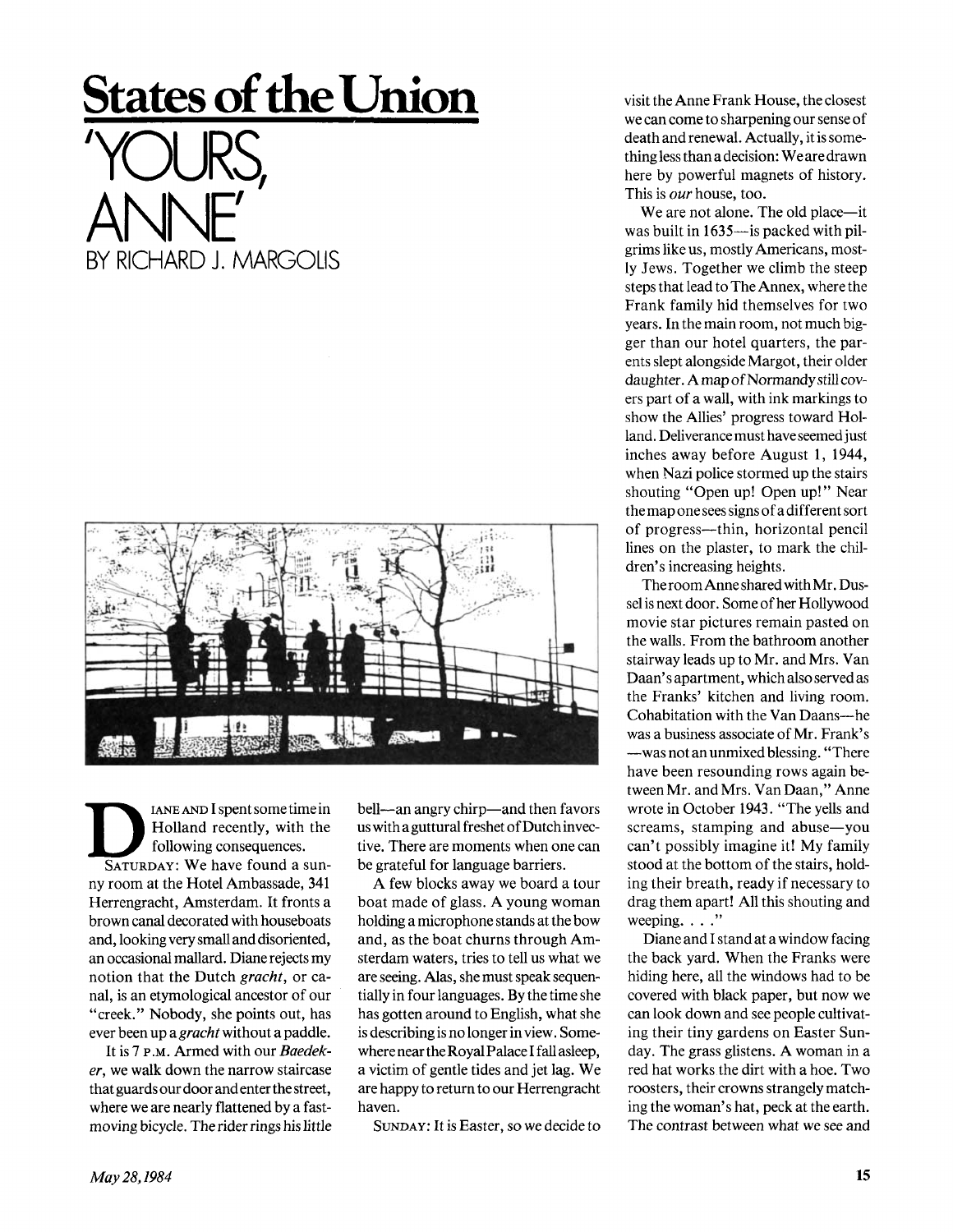# States of the Union

# 'YOURS, ANNE'

BY RICHARD J. MARGOLIS

Diane and I spent some time in Holland recently, with the following consequences.

SATURDAY: We have found a sunny room at the Hotel Ambassade, 341 Herrengracht, Amsterdam. It fronts a brown canal decorated with houseboats and, looking very small and disoriented, an occasional mallard. Diane rejects my notion that the Dutch *gracht*, or canal, is an etymological ancestor of our "creek." Nobody, she points out, has ever been up a *gracht* without a paddle.

It is 7 P.M. Armed with our *Baedeker*, we walk down the narrow staircase that guards our door and enter the street, where we are nearly flattened by a fast-moving bicycle. The rider rings his little bell—an angry chirp—and then favors us with a guttural freshet of Dutch invective. There are moments when one can be grateful for language barriers.

A few blocks away we board a tour boat made of glass. A young woman holding a microphone stands at the bow and, as the boat churns through Amsterdam waters, tries to tell us what we are seeing. Alas, she must speak sequentially in four languages. By the time she has gotten around to English, what she is describing is no longer in view. Somewhere near the Royal Palace I fall asleep, a victim of gentle tides and jet lag. We are happy to return to our Herrengracht haven.

SUNDAY: It is Easter, so we decide to visit the Anne Frank House, the closest we can come to sharpening our sense of death and renewal. Actually, it is something less than a decision: We are drawn here by powerful magnets of history. This is *our* house, too.

We are not alone. The old place—it was built in 1635—is packed with pilgrims like us, mostly Americans, mostly Jews. Together we climb the steep steps that lead to The Annex, where the Frank family hid themselves for two years. In the main room, not much bigger than our hotel quarters, the parents slept alongside Margot, their older daughter. A map of Normandy still covers part of a wall, with ink markings to show the Allies' progress toward Holland. Deliverance must have seemed just inches away before August 1, 1944, when Nazi police stormed up the stairs shouting "Open up! Open up!" Near the map one sees signs of a different sort of progress—thin, horizontal pencil lines on the plaster, to mark the children's increasing heights.

The room Anne shared with Mr. Dussel is next door. Some of her Hollywood movie star pictures remain pasted on the walls. From the bathroom another stairway leads up to Mr. and Mrs. Van Daan's apartment, which also served as the Franks' kitchen and living room. Cohabitation with the Van Daans—he was a business associate of Mr. Frank's—was not an unmixed blessing. "There have been resounding rows again between Mr. and Mrs. Van Daan," Anne wrote in October 1943. "The yells and screams, stamping and abuse—you can't possibly imagine it! My family stood at the bottom of the stairs, holding their breath, ready if necessary to drag them apart! All this shouting and weeping. . . ."

Diane and I stand at a window facing the back yard. When the Franks were hiding here, all the windows had to be covered with black paper, but now we can look down and see people cultivating their tiny gardens on Easter Sunday. The grass glistens. A woman in a red hat works the dirt with a hoe. Two roosters, their crowns strangely matching the woman's hat, peck at the earth. The contrast between what we see and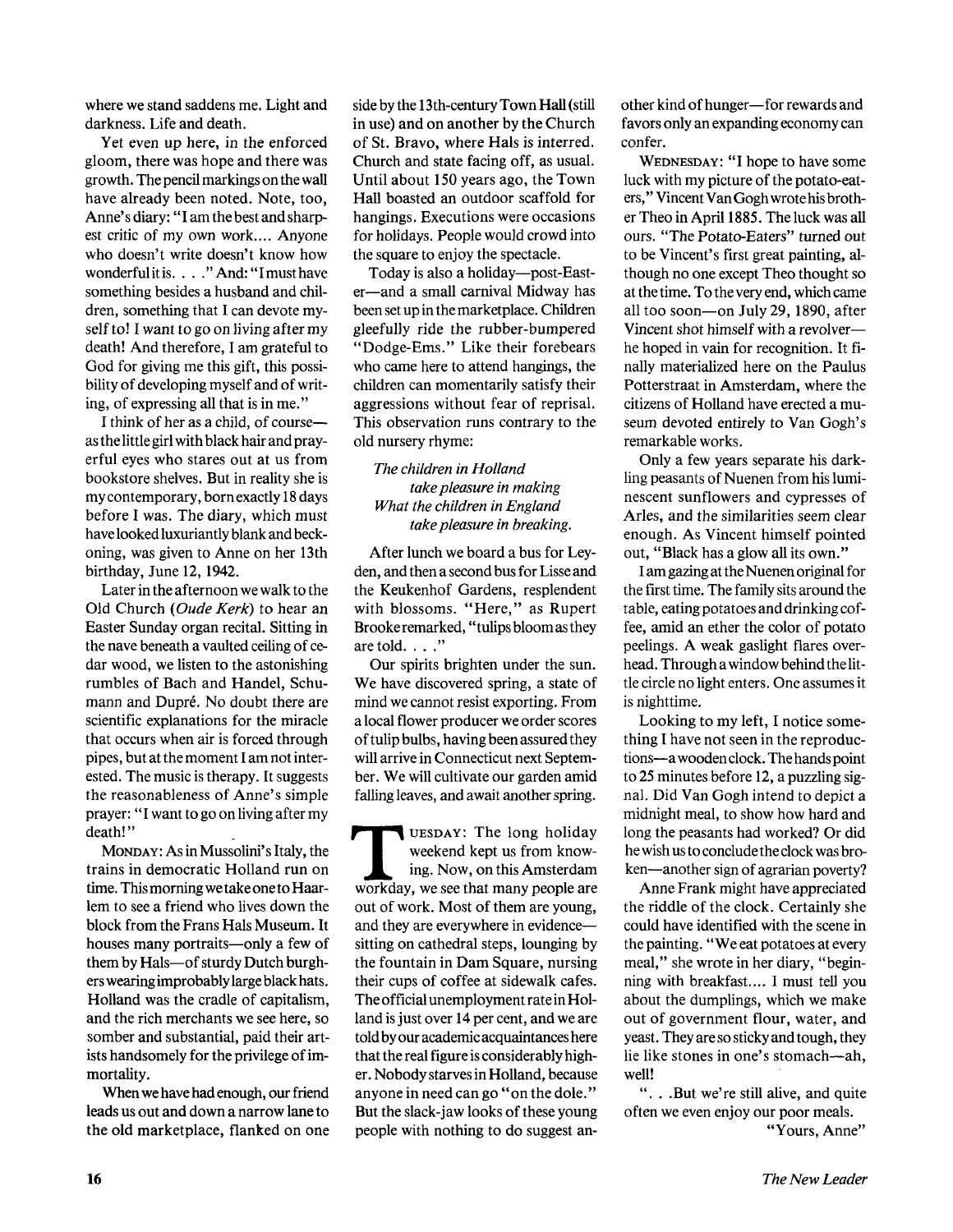where we stand saddens me. Light and darkness. Life and death.

Yet even up here, in the enforced gloom, there was hope and there was growth. The pencil markings on the wall have already been noted. Note, too, Anne's diary: "I am the best and sharpest critic of my own work.... Anyone who doesn't write doesn't know how wonderful it is. . . ." And: "I must have something besides a husband and children, something that I can devote myself to! I want to go on living after my death! And therefore, I am grateful to God for giving me this gift, this possibility of developing myself and of writing, of expressing all that is in me."

I think of her as a child, of course—as the little girl with black hair and prayerful eyes who stares out at us from bookstore shelves. But in reality she is my contemporary, born exactly 18 days before I was. The diary, which must have looked luxuriantly blank and beckoning, was given to Anne on her 13th birthday, June 12, 1942.

Later in the afternoon we walk to the Old Church (*Oude Kerk*) to hear an Easter Sunday organ recital. Sitting in the nave beneath a vaulted ceiling of cedar wood, we listen to the astonishing rumbles of Bach and Handel, Schumann and Dupré. No doubt there are scientific explanations for the miracle that occurs when air is forced through pipes, but at the moment I am not interested. The music is therapy. It suggests the reasonableness of Anne's simple prayer: "I want to go on living after my death!"

MONDAY: As in Mussolini's Italy, the trains in democratic Holland run on time. This morning we take one to Haarlem to see a friend who lives down the block from the Frans Hals Museum. It houses many portraits—only a few of them by Hals—of sturdy Dutch burghers wearing improbably large black hats. Holland was the cradle of capitalism, and the rich merchants we see here, so somber and substantial, paid their artists handsomely for the privilege of immortality.

When we have had enough, our friend leads us out and down a narrow lane to the old marketplace, flanked on one side by the 13th-century Town Hall (still in use) and on another by the Church of St. Bravo, where Hals is interred. Church and state facing off, as usual. Until about 150 years ago, the Town Hall boasted an outdoor scaffold for hangings. Executions were occasions for holidays. People would crowd into the square to enjoy the spectacle.

Today is also a holiday—post-Easter—and a small carnival Midway has been set up in the marketplace. Children gleefully ride the rubber-bumpered "Dodge-Ems." Like their forebears who came here to attend hangings, the children can momentarily satisfy their aggressions without fear of reprisal. This observation runs contrary to the old nursery rhyme:

*The children in Holland*
*take pleasure in making*
*What the children in England*
*take pleasure in breaking.*

After lunch we board a bus for Leyden, and then a second bus for Lisse and the Keukenhof Gardens, resplendent with blossoms. "Here," as Rupert Brooke remarked, "tulips bloom as they are told. . . ."

Our spirits brighten under the sun. We have discovered spring, a state of mind we cannot resist exporting. From a local flower producer we order scores of tulip bulbs, having been assured they will arrive in Connecticut next September. We will cultivate our garden amid falling leaves, and await another spring.

TUESDAY: The long holiday weekend kept us from knowing. Now, on this Amsterdam workday, we see that many people are out of work. Most of them are young, and they are everywhere in evidence—sitting on cathedral steps, lounging by the fountain in Dam Square, nursing their cups of coffee at sidewalk cafes. The official unemployment rate in Holland is just over 14 per cent, and we are told by our academic acquaintances here that the real figure is considerably higher. Nobody starves in Holland, because anyone in need can go "on the dole." But the slack-jaw looks of these young people with nothing to do suggest another kind of hunger—for rewards and favors only an expanding economy can confer.

WEDNESDAY: "I hope to have some luck with my picture of the potato-eaters," Vincent Van Gogh wrote his brother Theo in April 1885. The luck was all ours. "The Potato-Eaters" turned out to be Vincent's first great painting, although no one except Theo thought so at the time. To the very end, which came all too soon—on July 29, 1890, after Vincent shot himself with a revolver—he hoped in vain for recognition. It finally materialized here on the Paulus Potterstraat in Amsterdam, where the citizens of Holland have erected a museum devoted entirely to Van Gogh's remarkable works.

Only a few years separate his darkling peasants of Nuenen from his luminescent sunflowers and cypresses of Arles, and the similarities seem clear enough. As Vincent himself pointed out, "Black has a glow all its own."

I am gazing at the Nuenen original for the first time. The family sits around the table, eating potatoes and drinking coffee, amid an ether the color of potato peelings. A weak gaslight flares overhead. Through a window behind the little circle no light enters. One assumes it is nighttime.

Looking to my left, I notice something I have not seen in the reproductions—a wooden clock. The hands point to 25 minutes before 12, a puzzling signal. Did Van Gogh intend to depict a midnight meal, to show how hard and long the peasants had worked? Or did he wish us to conclude the clock was broken—another sign of agrarian poverty?

Anne Frank might have appreciated the riddle of the clock. Certainly she could have identified with the scene in the painting. "We eat potatoes at every meal," she wrote in her diary, "beginning with breakfast.... I must tell you about the dumplings, which we make out of government flour, water, and yeast. They are so sticky and tough, they lie like stones in one's stomach—ah, well!

". . .But we're still alive, and quite often we even enjoy our poor meals.

"Yours, Anne"